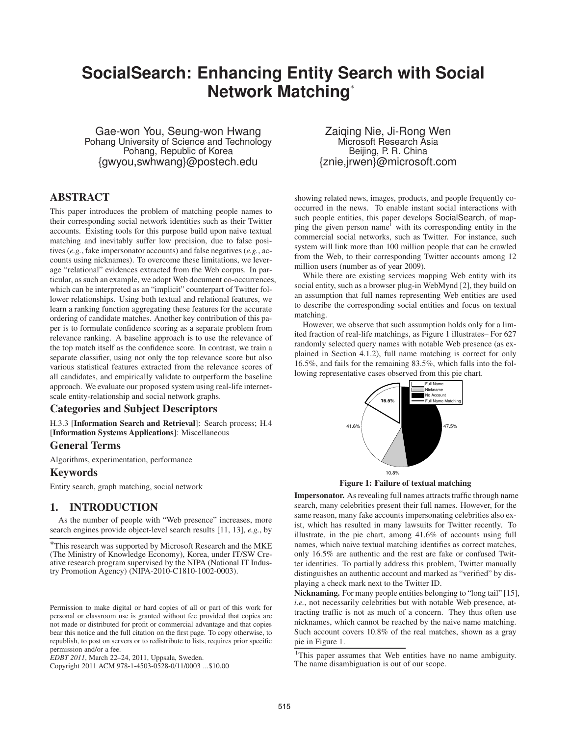# SocialSearch: Enhancing Entity Search with Social Network Matching*

Gae-won You, Seung-won Hwang
Pohang University of Science and Technology
Pohang, Republic of Korea
{gwyou,swhwang}@postech.edu

Zaiqing Nie, Ji-Rong Wen
Microsoft Research Asia
Beijing, P. R. China
{znie,jrwen}@microsoft.com

## ABSTRACT

This paper introduces the problem of matching people names to their corresponding social network identities such as their Twitter accounts. Existing tools for this purpose build upon naive textual matching and inevitably suffer low precision, due to false positives (*e.g.*, fake impersonator accounts) and false negatives (*e.g.*, accounts using nicknames). To overcome these limitations, we leverage "relational" evidences extracted from the Web corpus. In particular, as such an example, we adopt Web document co-occurrences, which can be interpreted as an "implicit" counterpart of Twitter follower relationships. Using both textual and relational features, we learn a ranking function aggregating these features for the accurate ordering of candidate matches. Another key contribution of this paper is to formulate confidence scoring as a separate problem from relevance ranking. A baseline approach is to use the relevance of the top match itself as the confidence score. In contrast, we train a separate classifier, using not only the top relevance score but also various statistical features extracted from the relevance scores of all candidates, and empirically validate to outperform the baseline approach. We evaluate our proposed system using real-life internet-scale entity-relationship and social network graphs.

### Categories and Subject Descriptors

H.3.3 [**Information Search and Retrieval**]: Search process; H.4 [**Information Systems Applications**]: Miscellaneous

### General Terms

Algorithms, experimentation, performance

### Keywords

Entity search, graph matching, social network

## 1. INTRODUCTION

As the number of people with "Web presence" increases, more search engines provide object-level search results [11, 13], *e.g.*, by showing related news, images, products, and people frequently co-occurred in the news. To enable instant social interactions with such people entities, this paper develops SocialSearch, of mapping the given person name[1] with its corresponding entity in the commercial social networks, such as Twitter. For instance, such system will link more than 100 million people that can be crawled from the Web, to their corresponding Twitter accounts among 12 million users (number as of year 2009).

While there are existing services mapping Web entity with its social entity, such as a browser plug-in WebMynd [2], they build on an assumption that full names representing Web entities are used to describe the corresponding social entities and focus on textual matching.

However, we observe that such assumption holds only for a limited fraction of real-life matchings, as Figure 1 illustrates– For 627 randomly selected query names with notable Web presence (as explained in Section 4.1.2), full name matching is correct for only 16.5%, and fails for the remaining 83.5%, which falls into the following representative cases observed from this pie chart.

Figure 1: Failure of textual matching

**Impersonator.** As revealing full names attracts traffic through name search, many celebrities present their full names. However, for the same reason, many fake accounts impersonating celebrities also exist, which has resulted in many lawsuits for Twitter recently. To illustrate, in the pie chart, among 41.6% of accounts using full names, which naive textual matching identifies as correct matches, only 16.5% are authentic and the rest are fake or confused Twitter identities. To partially address this problem, Twitter manually distinguishes an authentic account and marked as "verified" by displaying a check mark next to the Twitter ID.

**Nicknaming.** For many people entities belonging to "long tail" [15], *i.e.*, not necessarily celebrities but with notable Web presence, attracting traffic is not as much of a concern. They thus often use nicknames, which cannot be reached by the naive name matching. Such account covers 10.8% of the real matches, shown as a gray pie in Figure 1.

---

*This research was supported by Microsoft Research and the MKE (The Ministry of Knowledge Economy), Korea, under IT/SW Creative research program supervised by the NIPA (National IT Industry Promotion Agency) (NIPA-2010-C1810-1002-0003).

Permission to make digital or hard copies of all or part of this work for personal or classroom use is granted without fee provided that copies are not made or distributed for profit or commercial advantage and that copies bear this notice and the full citation on the first page. To copy otherwise, to republish, to post on servers or to redistribute to lists, requires prior specific permission and/or a fee.
*EDBT 2011*, March 22–24, 2011, Uppsala, Sweden.
Copyright 2011 ACM 978-1-4503-0528-0/11/0003 ...$10.00

[1] This paper assumes that Web entities have no name ambiguity. The name disambiguation is out of our scope.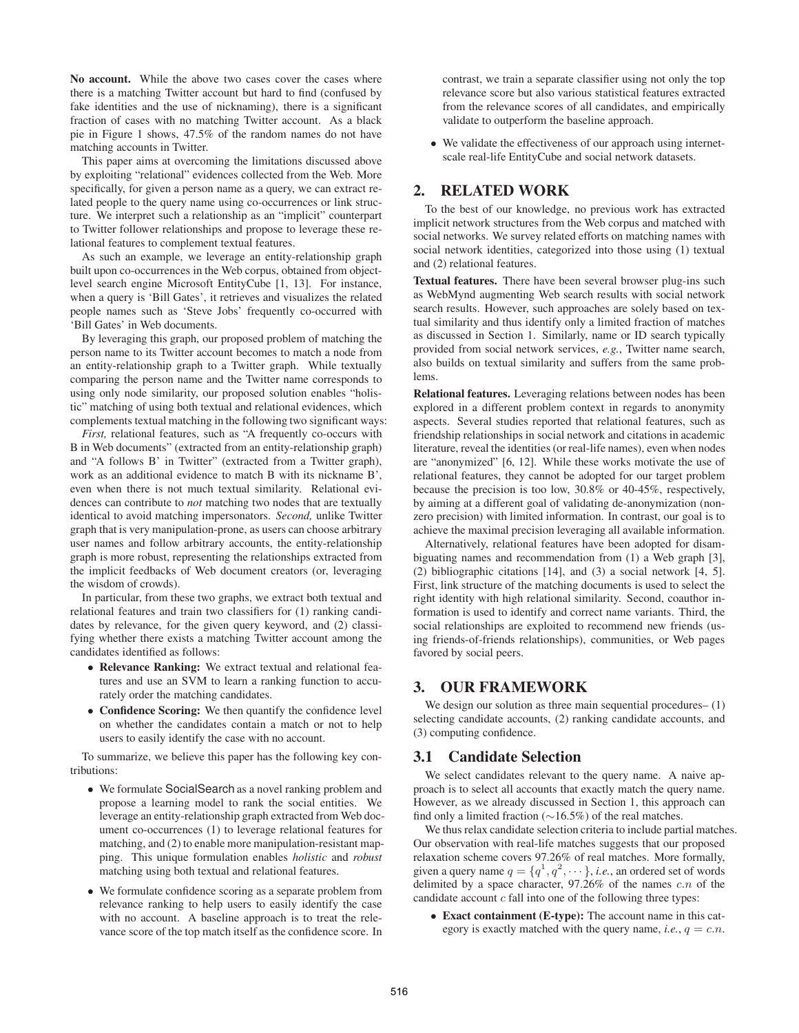**No account.** While the above two cases cover the cases where there is a matching Twitter account but hard to find (confused by fake identities and the use of nicknaming), there is a significant fraction of cases with no matching Twitter account. As a black pie in Figure 1 shows, 47.5% of the random names do not have matching accounts in Twitter.

This paper aims at overcoming the limitations discussed above by exploiting "relational" evidences collected from the Web. More specifically, for given a person name as a query, we can extract related people to the query name using co-occurrences or link structure. We interpret such a relationship as an "implicit" counterpart to Twitter follower relationships and propose to leverage these relational features to complement textual features.

As such an example, we leverage an entity-relationship graph built upon co-occurrences in the Web corpus, obtained from object-level search engine Microsoft EntityCube [1, 13]. For instance, when a query is 'Bill Gates', it retrieves and visualizes the related people names such as 'Steve Jobs' frequently co-occurred with 'Bill Gates' in Web documents.

By leveraging this graph, our proposed problem of matching the person name to its Twitter account becomes to match a node from an entity-relationship graph to a Twitter graph. While textually comparing the person name and the Twitter name corresponds to using only node similarity, our proposed solution enables "holistic" matching of using both textual and relational evidences, which complements textual matching in the following two significant ways:

*First,* relational features, such as "A frequently co-occurs with B in Web documents" (extracted from an entity-relationship graph) and "A follows B' in Twitter" (extracted from a Twitter graph), work as an additional evidence to match B with its nickname B', even when there is not much textual similarity. Relational evidences can contribute to *not* matching two nodes that are textually identical to avoid matching impersonators. *Second,* unlike Twitter graph that is very manipulation-prone, as users can choose arbitrary user names and follow arbitrary accounts, the entity-relationship graph is more robust, representing the relationships extracted from the implicit feedbacks of Web document creators (or, leveraging the wisdom of crowds).

In particular, from these two graphs, we extract both textual and relational features and train two classifiers for (1) ranking candidates by relevance, for the given query keyword, and (2) classifying whether there exists a matching Twitter account among the candidates identified as follows:

- **Relevance Ranking:** We extract textual and relational features and use an SVM to learn a ranking function to accurately order the matching candidates.
- **Confidence Scoring:** We then quantify the confidence level on whether the candidates contain a match or not to help users to easily identify the case with no account.

To summarize, we believe this paper has the following key contributions:

- We formulate SocialSearch as a novel ranking problem and propose a learning model to rank the social entities. We leverage an entity-relationship graph extracted from Web document co-occurrences (1) to leverage relational features for matching, and (2) to enable more manipulation-resistant mapping. This unique formulation enables *holistic* and *robust* matching using both textual and relational features.
- We formulate confidence scoring as a separate problem from relevance ranking to help users to easily identify the case with no account. A baseline approach is to treat the relevance score of the top match itself as the confidence score. In contrast, we train a separate classifier using not only the top relevance score but also various statistical features extracted from the relevance scores of all candidates, and empirically validate to outperform the baseline approach.
- We validate the effectiveness of our approach using internet-scale real-life EntityCube and social network datasets.

## 2. RELATED WORK

To the best of our knowledge, no previous work has extracted implicit network structures from the Web corpus and matched with social networks. We survey related efforts on matching names with social network identities, categorized into those using (1) textual and (2) relational features.

**Textual features.** There have been several browser plug-ins such as WebMynd augmenting Web search results with social network search results. However, such approaches are solely based on textual similarity and thus identify only a limited fraction of matches as discussed in Section 1. Similarly, name or ID search typically provided from social network services, *e.g.*, Twitter name search, also builds on textual similarity and suffers from the same problems.

**Relational features.** Leveraging relations between nodes has been explored in a different problem context in regards to anonymity aspects. Several studies reported that relational features, such as friendship relationships in social network and citations in academic literature, reveal the identities (or real-life names), even when nodes are "anonymized" [6, 12]. While these works motivate the use of relational features, they cannot be adopted for our target problem because the precision is too low, 30.8% or 40-45%, respectively, by aiming at a different goal of validating de-anonymization (non-zero precision) with limited information. In contrast, our goal is to achieve the maximal precision leveraging all available information.

Alternatively, relational features have been adopted for disambiguating names and recommendation from (1) a Web graph [3], (2) bibliographic citations [14], and (3) a social network [4, 5]. First, link structure of the matching documents is used to select the right identity with high relational similarity. Second, coauthor information is used to identify and correct name variants. Third, the social relationships are exploited to recommend new friends (using friends-of-friends relationships), communities, or Web pages favored by social peers.

## 3. OUR FRAMEWORK

We design our solution as three main sequential procedures– (1) selecting candidate accounts, (2) ranking candidate accounts, and (3) computing confidence.

## 3.1 Candidate Selection

We select candidates relevant to the query name. A naive approach is to select all accounts that exactly match the query name. However, as we already discussed in Section 1, this approach can find only a limited fraction ($\sim$16.5%) of the real matches.

We thus relax candidate selection criteria to include partial matches. Our observation with real-life matches suggests that our proposed relaxation scheme covers 97.26% of real matches. More formally, given a query name $q = \{q^1, q^2, \cdots\}$, *i.e.*, an ordered set of words delimited by a space character, 97.26% of the names $c.n$ of the candidate account $c$ fall into one of the following three types:

- **Exact containment (E-type):** The account name in this category is exactly matched with the query name, *i.e.*, $q = c.n$.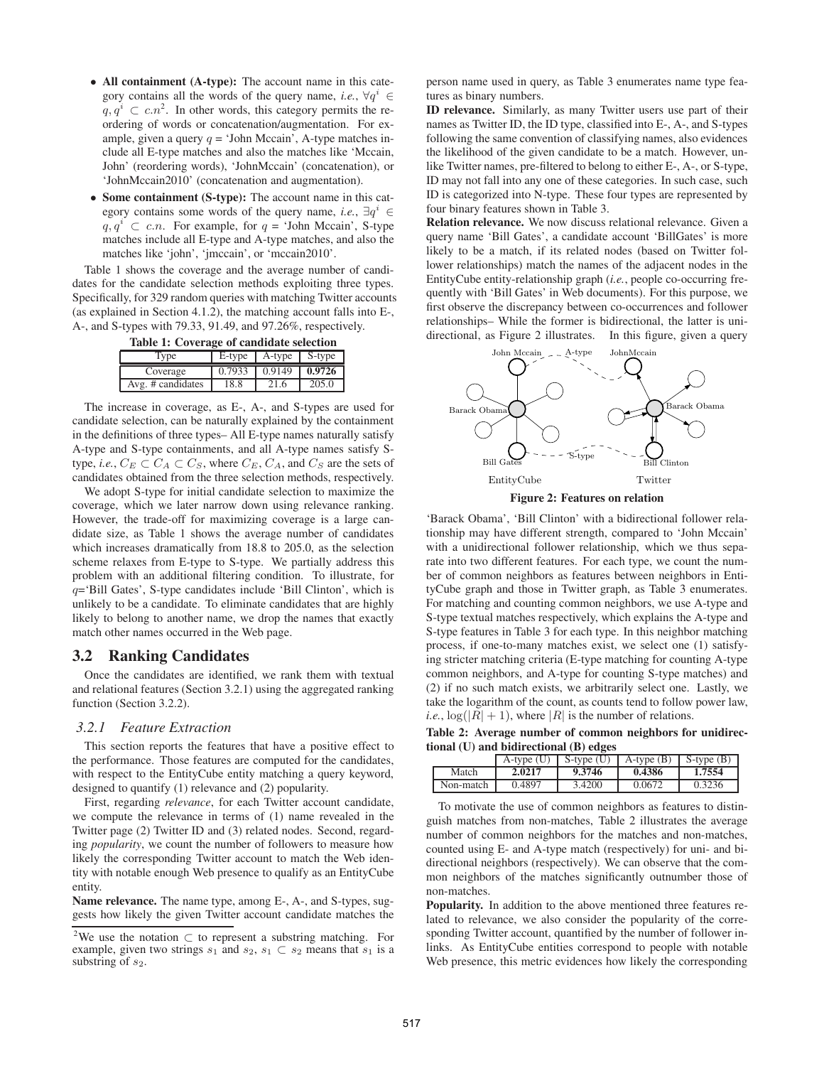- **All containment (A-type):** The account name in this category contains all the words of the query name, *i.e.*, $\forall q^i \in q, q^i \subset c.n$[2]. In other words, this category permits the reordering of words or concatenation/augmentation. For example, given a query $q$ = 'John Mccain', A-type matches include all E-type matches and also the matches like 'Mccain, John' (reordering words), 'JohnMccain' (concatenation), or 'JohnMccain2010' (concatenation and augmentation).
- **Some containment (S-type):** The account name in this category contains some words of the query name, *i.e.*, $\exists q^i \in q, q^i \subset c.n$. For example, for $q$ = 'John Mccain', S-type matches include all E-type and A-type matches, and also the matches like 'john', 'jmccain', or 'mccain2010'.

Table 1 shows the coverage and the average number of candidates for the candidate selection methods exploiting three types. Specifically, for 329 random queries with matching Twitter accounts (as explained in Section 4.1.2), the matching account falls into E-, A-, and S-types with 79.33, 91.49, and 97.26%, respectively.

**Table 1: Coverage of candidate selection**

| Type | E-type | A-type | S-type |
|---|---|---|---|
| Coverage | 0.7933 | 0.9149 | **0.9726** |
| Avg. # candidates | 18.8 | 21.6 | 205.0 |

The increase in coverage, as E-, A-, and S-types are used for candidate selection, can be naturally explained by the containment in the definitions of three types– All E-type names naturally satisfy A-type and S-type containments, and all A-type names satisfy S-type, *i.e.*, $C_E \subset C_A \subset C_S$, where $C_E$, $C_A$, and $C_S$ are the sets of candidates obtained from the three selection methods, respectively.

We adopt S-type for initial candidate selection to maximize the coverage, which we later narrow down using relevance ranking. However, the trade-off for maximizing coverage is a large candidate size, as Table 1 shows the average number of candidates which increases dramatically from 18.8 to 205.0, as the selection scheme relaxes from E-type to S-type. We partially address this problem with an additional filtering condition. To illustrate, for $q$='Bill Gates', S-type candidates include 'Bill Clinton', which is unlikely to be a candidate. To eliminate candidates that are highly likely to belong to another name, we drop the names that exactly match other names occurred in the Web page.

## 3.2 Ranking Candidates

Once the candidates are identified, we rank them with textual and relational features (Section 3.2.1) using the aggregated ranking function (Section 3.2.2).

### 3.2.1 Feature Extraction

This section reports the features that have a positive effect to the performance. Those features are computed for the candidates, with respect to the EntityCube entity matching a query keyword, designed to quantify (1) relevance and (2) popularity.

First, regarding *relevance*, for each Twitter account candidate, we compute the relevance in terms of (1) name revealed in the Twitter page (2) Twitter ID and (3) related nodes. Second, regarding *popularity*, we count the number of followers to measure how likely the corresponding Twitter account to match the Web identity with notable enough Web presence to qualify as an EntityCube entity.

**Name relevance.** The name type, among E-, A-, and S-types, suggests how likely the given Twitter account candidate matches the person name used in query, as Table 3 enumerates name type features as binary numbers.

**ID relevance.** Similarly, as many Twitter users use part of their names as Twitter ID, the ID type, classified into E-, A-, and S-types following the same convention of classifying names, also evidences the likelihood of the given candidate to be a match. However, unlike Twitter names, pre-filtered to belong to either E-, A-, or S-type, ID may not fall into any one of these categories. In such case, such ID is categorized into N-type. These four types are represented by four binary features shown in Table 3.

**Relation relevance.** We now discuss relational relevance. Given a query name 'Bill Gates', a candidate account 'BillGates' is more likely to be a match, if its related nodes (based on Twitter follower relationships) match the names of the adjacent nodes in the EntityCube entity-relationship graph (*i.e.*, people co-occurring frequently with 'Bill Gates' in Web documents). For this purpose, we first observe the discrepancy between co-occurrences and follower relationships– While the former is bidirectional, the latter is unidirectional, as Figure 2 illustrates. In this figure, given a query 'Barack Obama', 'Bill Clinton' with a bidirectional follower relationship may have different strength, compared to 'John Mccain' with a unidirectional follower relationship, which we thus separate into two different features. For each type, we count the number of common neighbors as features between neighbors in EntityCube graph and those in Twitter graph, as Table 3 enumerates. For matching and counting common neighbors, we use A-type and S-type textual matches respectively, which explains the A-type and S-type features in Table 3 for each type. In this neighbor matching process, if one-to-many matches exist, we select one (1) satisfying stricter matching criteria (E-type matching for counting A-type common neighbors, and A-type for counting S-type matches) and (2) if no such match exists, we arbitrarily select one. Lastly, we take the logarithm of the count, as counts tend to follow power law, *i.e.*, $\log(|R|+1)$, where $|R|$ is the number of relations.

**Figure 2: Features on relation**

**Table 2: Average number of common neighbors for unidirectional (U) and bidirectional (B) edges**

| | A-type (U) | S-type (U) | A-type (B) | S-type (B) |
|---|---|---|---|---|
| Match | **2.0217** | **9.3746** | **0.4386** | **1.7554** |
| Non-match | 0.4897 | 3.4200 | 0.0672 | 0.3236 |

To motivate the use of common neighbors as features to distinguish matches from non-matches, Table 2 illustrates the average number of common neighbors for the matches and non-matches, counted using E- and A-type match (respectively) for uni- and bidirectional neighbors (respectively). We can observe that the common neighbors of the matches significantly outnumber those of non-matches.

**Popularity.** In addition to the above mentioned three features related to relevance, we also consider the popularity of the corresponding Twitter account, quantified by the number of follower inlinks. As EntityCube entities correspond to people with notable Web presence, this metric evidences how likely the corresponding

[2] We use the notation $\subset$ to represent a substring matching. For example, given two strings $s_1$ and $s_2$, $s_1 \subset s_2$ means that $s_1$ is a substring of $s_2$.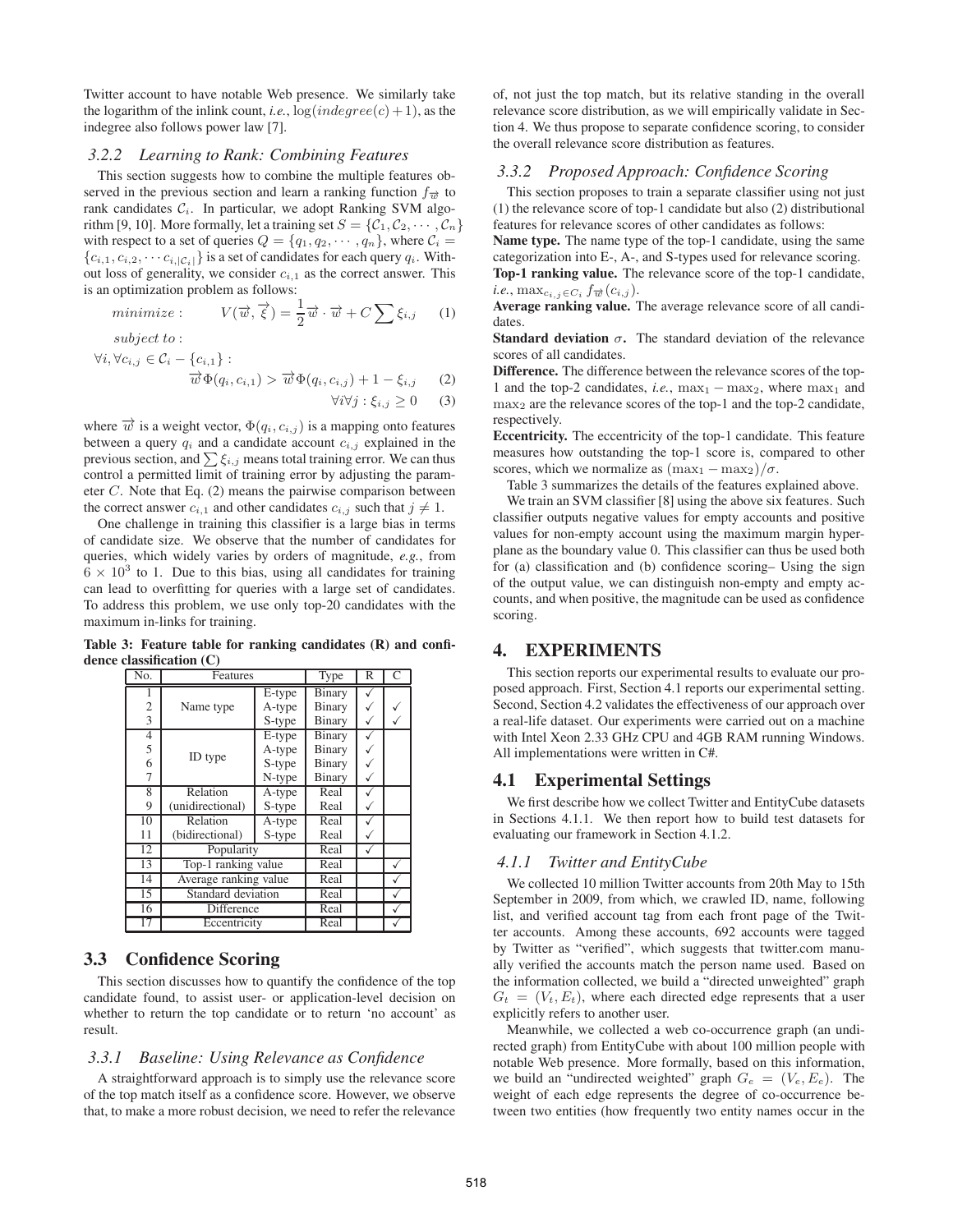Twitter account to have notable Web presence. We similarly take the logarithm of the inlink count, *i.e.*, $\log(indegree(c)+1)$, as the indegree also follows power law [7].

### 3.2.2 Learning to Rank: Combining Features

This section suggests how to combine the multiple features observed in the previous section and learn a ranking function $f_{\overrightarrow{w}}$ to rank candidates $\mathcal{C}_i$. In particular, we adopt Ranking SVM algorithm [9, 10]. More formally, let a training set $S = \{\mathcal{C}_1, \mathcal{C}_2, \cdots, \mathcal{C}_n\}$ with respect to a set of queries $Q = \{q_1, q_2, \cdots, q_n\}$, where $\mathcal{C}_i = \{c_{i,1}, c_{i,2}, \cdots c_{i,|\mathcal{C}_i|}\}$ is a set of candidates for each query $q_i$. Without loss of generality, we consider $c_{i,1}$ as the correct answer. This is an optimization problem as follows:

$$minimize: \quad V(\overrightarrow{w}, \overrightarrow{\xi}) = \frac{1}{2}\overrightarrow{w} \cdot \overrightarrow{w} + C \sum \xi_{i,j} \quad (1)$$

$$subject\ to:$$

$$\forall i, \forall c_{i,j} \in \mathcal{C}_i - \{c_{i,1}\}:$$

$$\overrightarrow{w}\Phi(q_i, c_{i,1}) > \overrightarrow{w}\Phi(q_i, c_{i,j}) + 1 - \xi_{i,j} \quad (2)$$

$$\forall i \forall j: \xi_{i,j} \geq 0 \quad (3)$$

where $\overrightarrow{w}$ is a weight vector, $\Phi(q_i, c_{i,j})$ is a mapping onto features between a query $q_i$ and a candidate account $c_{i,j}$ explained in the previous section, and $\sum \xi_{i,j}$ means total training error. We can thus control a permitted limit of training error by adjusting the parameter $C$. Note that Eq. (2) means the pairwise comparison between the correct answer $c_{i,1}$ and other candidates $c_{i,j}$ such that $j \neq 1$.

One challenge in training this classifier is a large bias in terms of candidate size. We observe that the number of candidates for queries, which widely varies by orders of magnitude, *e.g.*, from $6 \times 10^3$ to 1. Due to this bias, using all candidates for training can lead to overfitting for queries with a large set of candidates. To address this problem, we use only top-20 candidates with the maximum in-links for training.

**Table 3: Feature table for ranking candidates (R) and confidence classification (C)**

| No. | Features | | Type | R | C |
|---|---|---|---|---|---|
| 1 | Name type | E-type | Binary | ✓ | |
| 2 | | A-type | Binary | ✓ | ✓ |
| 3 | | S-type | Binary | ✓ | ✓ |
| 4 | ID type | E-type | Binary | ✓ | |
| 5 | | A-type | Binary | ✓ | |
| 6 | | S-type | Binary | ✓ | |
| 7 | | N-type | Binary | ✓ | |
| 8 | Relation (unidirectional) | A-type | Real | ✓ | |
| 9 | | S-type | Real | ✓ | |
| 10 | Relation (bidirectional) | A-type | Real | ✓ | |
| 11 | | S-type | Real | ✓ | |
| 12 | Popularity | | Real | ✓ | |
| 13 | Top-1 ranking value | | Real | | ✓ |
| 14 | Average ranking value | | Real | | ✓ |
| 15 | Standard deviation | | Real | | ✓ |
| 16 | Difference | | Real | | ✓ |
| 17 | Eccentricity | | Real | | ✓ |

## 3.3 Confidence Scoring

This section discusses how to quantify the confidence of the top candidate found, to assist user- or application-level decision on whether to return the top candidate or to return 'no account' as result.

### 3.3.1 Baseline: Using Relevance as Confidence

A straightforward approach is to simply use the relevance score of the top match itself as a confidence score. However, we observe that, to make a more robust decision, we need to refer the relevance of, not just the top match, but its relative standing in the overall relevance score distribution, as we will empirically validate in Section 4. We thus propose to separate confidence scoring, to consider the overall relevance score distribution as features.

### 3.3.2 Proposed Approach: Confidence Scoring

This section proposes to train a separate classifier using not just (1) the relevance score of top-1 candidate but also (2) distributional features for relevance scores of other candidates as follows:

**Name type.** The name type of the top-1 candidate, using the same categorization into E-, A-, and S-types used for relevance scoring.

**Top-1 ranking value.** The relevance score of the top-1 candidate, *i.e.*, $\max_{c_{i,j} \in C_i} f_{\overrightarrow{w}}(c_{i,j})$.

**Average ranking value.** The average relevance score of all candidates.

**Standard deviation $\sigma$.** The standard deviation of the relevance scores of all candidates.

**Difference.** The difference between the relevance scores of the top-1 and the top-2 candidates, *i.e.*, $\max_1 - \max_2$, where $\max_1$ and $\max_2$ are the relevance scores of the top-1 and the top-2 candidate, respectively.

**Eccentricity.** The eccentricity of the top-1 candidate. This feature measures how outstanding the top-1 score is, compared to other scores, which we normalize as $(\max_1 - \max_2)/\sigma$.

Table 3 summarizes the details of the features explained above.

We train an SVM classifier [8] using the above six features. Such classifier outputs negative values for empty accounts and positive values for non-empty account using the maximum margin hyperplane as the boundary value 0. This classifier can thus be used both for (a) classification and (b) confidence scoring– Using the sign of the output value, we can distinguish non-empty and empty accounts, and when positive, the magnitude can be used as confidence scoring.

# 4. EXPERIMENTS

This section reports our experimental results to evaluate our proposed approach. First, Section 4.1 reports our experimental setting. Second, Section 4.2 validates the effectiveness of our approach over a real-life dataset. Our experiments were carried out on a machine with Intel Xeon 2.33 GHz CPU and 4GB RAM running Windows. All implementations were written in C#.

## 4.1 Experimental Settings

We first describe how we collect Twitter and EntityCube datasets in Sections 4.1.1. We then report how to build test datasets for evaluating our framework in Section 4.1.2.

### 4.1.1 Twitter and EntityCube

We collected 10 million Twitter accounts from 20th May to 15th September in 2009, from which, we crawled ID, name, following list, and verified account tag from each front page of the Twitter accounts. Among these accounts, 692 accounts were tagged by Twitter as "verified", which suggests that twitter.com manually verified the accounts match the person name used. Based on the information collected, we build a "directed unweighted" graph $G_t = (V_t, E_t)$, where each directed edge represents that a user explicitly refers to another user.

Meanwhile, we collected a web co-occurrence graph (an undirected graph) from EntityCube with about 100 million people with notable Web presence. More formally, based on this information, we build an "undirected weighted" graph $G_e = (V_e, E_e)$. The weight of each edge represents the degree of co-occurrence between two entities (how frequently two entity names occur in the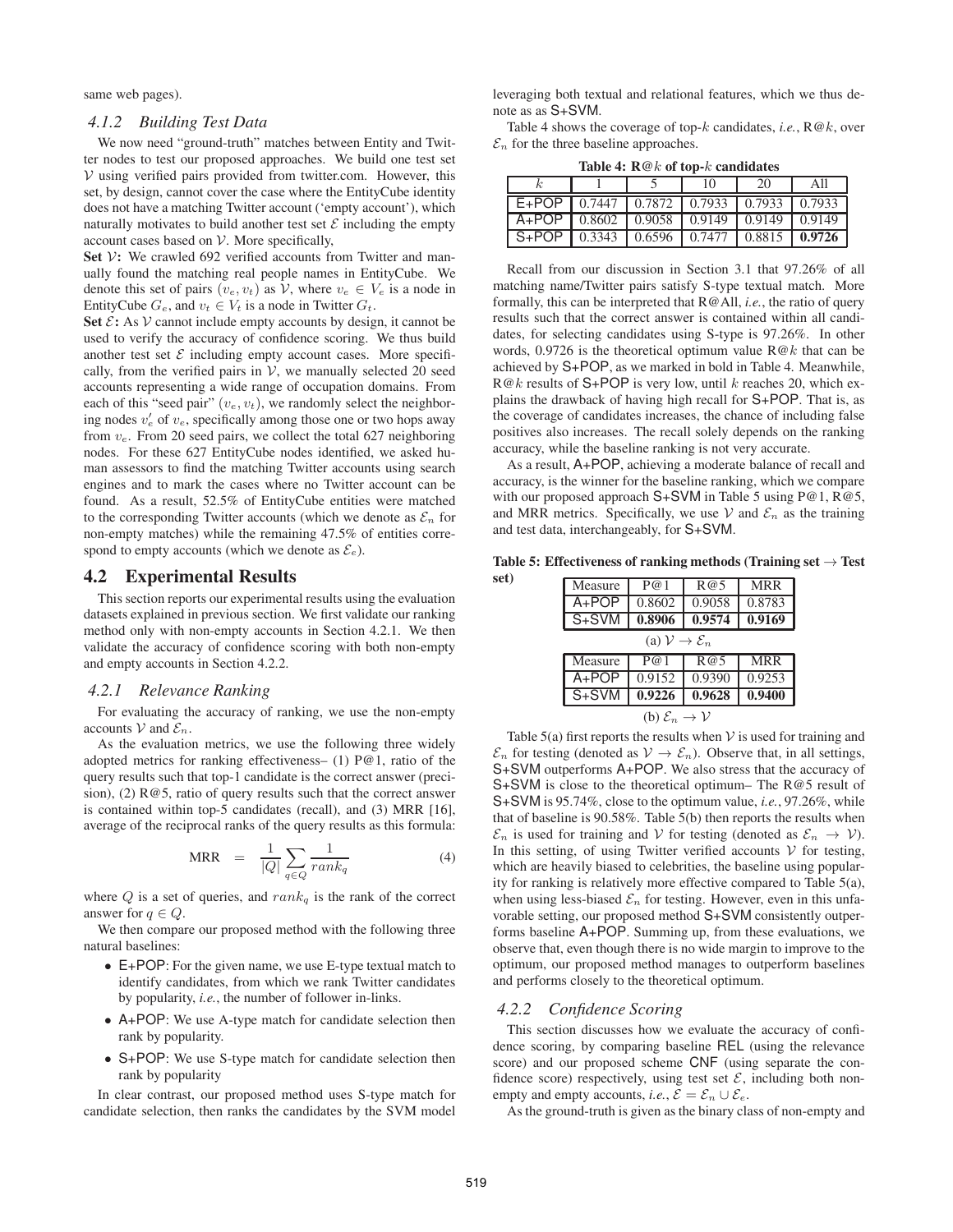same web pages).

### 4.1.2 Building Test Data

We now need "ground-truth" matches between Entity and Twitter nodes to test our proposed approaches. We build one test set $\mathcal{V}$ using verified pairs provided from twitter.com. However, this set, by design, cannot cover the case where the EntityCube identity does not have a matching Twitter account ('empty account'), which naturally motivates to build another test set $\mathcal{E}$ including the empty account cases based on $\mathcal{V}$. More specifically,

**Set $\mathcal{V}$:** We crawled 692 verified accounts from Twitter and manually found the matching real people names in EntityCube. We denote this set of pairs $(v_e, v_t)$ as $\mathcal{V}$, where $v_e \in V_e$ is a node in EntityCube $G_e$, and $v_t \in V_t$ is a node in Twitter $G_t$.

**Set $\mathcal{E}$:** As $\mathcal{V}$ cannot include empty accounts by design, it cannot be used to verify the accuracy of confidence scoring. We thus build another test set $\mathcal{E}$ including empty account cases. More specifically, from the verified pairs in $\mathcal{V}$, we manually selected 20 seed accounts representing a wide range of occupation domains. From each of this "seed pair" $(v_e, v_t)$, we randomly select the neighboring nodes $v'_e$ of $v_e$, specifically among those one or two hops away from $v_e$. From 20 seed pairs, we collect the total 627 neighboring nodes. For these 627 EntityCube nodes identified, we asked human assessors to find the matching Twitter accounts using search engines and to mark the cases where no Twitter account can be found. As a result, 52.5% of EntityCube entities were matched to the corresponding Twitter accounts (which we denote as $\mathcal{E}_n$ for non-empty matches) while the remaining 47.5% of entities correspond to empty accounts (which we denote as $\mathcal{E}_e$).

## 4.2 Experimental Results

This section reports our experimental results using the evaluation datasets explained in previous section. We first validate our ranking method only with non-empty accounts in Section 4.2.1. We then validate the accuracy of confidence scoring with both non-empty and empty accounts in Section 4.2.2.

### 4.2.1 Relevance Ranking

For evaluating the accuracy of ranking, we use the non-empty accounts $\mathcal{V}$ and $\mathcal{E}_n$.

As the evaluation metrics, we use the following three widely adopted metrics for ranking effectiveness– (1) P@1, ratio of the query results such that top-1 candidate is the correct answer (precision), (2) R@5, ratio of query results such that the correct answer is contained within top-5 candidates (recall), and (3) MRR [16], average of the reciprocal ranks of the query results as this formula:

$$\text{MRR} = \frac{1}{|Q|} \sum_{q \in Q} \frac{1}{rank_q} \tag{4}$$

where $Q$ is a set of queries, and $rank_q$ is the rank of the correct answer for $q \in Q$.

We then compare our proposed method with the following three natural baselines:

- E+POP: For the given name, we use E-type textual match to identify candidates, from which we rank Twitter candidates by popularity, *i.e.*, the number of follower in-links.
- A+POP: We use A-type match for candidate selection then rank by popularity.
- S+POP: We use S-type match for candidate selection then rank by popularity

In clear contrast, our proposed method uses S-type match for candidate selection, then ranks the candidates by the SVM model leveraging both textual and relational features, which we thus denote as as S+SVM.

Table 4 shows the coverage of top-$k$ candidates, *i.e.*, R@$k$, over $\mathcal{E}_n$ for the three baseline approaches.

**Table 4: R@$k$ of top-$k$ candidates**

| $k$ | 1 | 5 | 10 | 20 | All |
|---|---|---|---|---|---|
| E+POP | 0.7447 | 0.7872 | 0.7933 | 0.7933 | 0.7933 |
| A+POP | 0.8602 | 0.9058 | 0.9149 | 0.9149 | 0.9149 |
| S+POP | 0.3343 | 0.6596 | 0.7477 | 0.8815 | **0.9726** |

Recall from our discussion in Section 3.1 that 97.26% of all matching name/Twitter pairs satisfy S-type textual match. More formally, this can be interpreted that R@All, *i.e.*, the ratio of query results such that the correct answer is contained within all candidates, for selecting candidates using S-type is 97.26%. In other words, 0.9726 is the theoretical optimum value R@$k$ that can be achieved by S+POP, as we marked in bold in Table 4. Meanwhile, R@$k$ results of S+POP is very low, until $k$ reaches 20, which explains the drawback of having high recall for S+POP. That is, as the coverage of candidates increases, the chance of including false positives also increases. The recall solely depends on the ranking accuracy, while the baseline ranking is not very accurate.

As a result, A+POP, achieving a moderate balance of recall and accuracy, is the winner for the baseline ranking, which we compare with our proposed approach S+SVM in Table 5 using P@1, R@5, and MRR metrics. Specifically, we use $\mathcal{V}$ and $\mathcal{E}_n$ as the training and test data, interchangeably, for S+SVM.

**Table 5: Effectiveness of ranking methods (Training set $\rightarrow$ Test set)**

| Measure | P@1 | R@5 | MRR |
|---|---|---|---|
| A+POP | 0.8602 | 0.9058 | 0.8783 |
| S+SVM | **0.8906** | **0.9574** | **0.9169** |

(a) $\mathcal{V} \rightarrow \mathcal{E}_n$

| Measure | P@1 | R@5 | MRR |
|---|---|---|---|
| A+POP | 0.9152 | 0.9390 | 0.9253 |
| S+SVM | **0.9226** | **0.9628** | **0.9400** |

(b) $\mathcal{E}_n \rightarrow \mathcal{V}$

Table 5(a) first reports the results when $\mathcal{V}$ is used for training and $\mathcal{E}_n$ for testing (denoted as $\mathcal{V} \rightarrow \mathcal{E}_n$). Observe that, in all settings, S+SVM outperforms A+POP. We also stress that the accuracy of S+SVM is close to the theoretical optimum– The R@5 result of S+SVM is 95.74%, close to the optimum value, *i.e.*, 97.26%, while that of baseline is 90.58%. Table 5(b) then reports the results when $\mathcal{E}_n$ is used for training and $\mathcal{V}$ for testing (denoted as $\mathcal{E}_n \rightarrow \mathcal{V}$). In this setting, of using Twitter verified accounts $\mathcal{V}$ for testing, which are heavily biased to celebrities, the baseline using popularity for ranking is relatively more effective compared to Table 5(a), when using less-biased $\mathcal{E}_n$ for testing. However, even in this unfavorable setting, our proposed method S+SVM consistently outperforms baseline A+POP. Summing up, from these evaluations, we observe that, even though there is no wide margin to improve to the optimum, our proposed method manages to outperform baselines and performs closely to the theoretical optimum.

### 4.2.2 Confidence Scoring

This section discusses how we evaluate the accuracy of confidence scoring, by comparing baseline REL (using the relevance score) and our proposed scheme CNF (using separate the confidence score) respectively, using test set $\mathcal{E}$, including both non-empty and empty accounts, *i.e.*, $\mathcal{E} = \mathcal{E}_n \cup \mathcal{E}_e$.

As the ground-truth is given as the binary class of non-empty and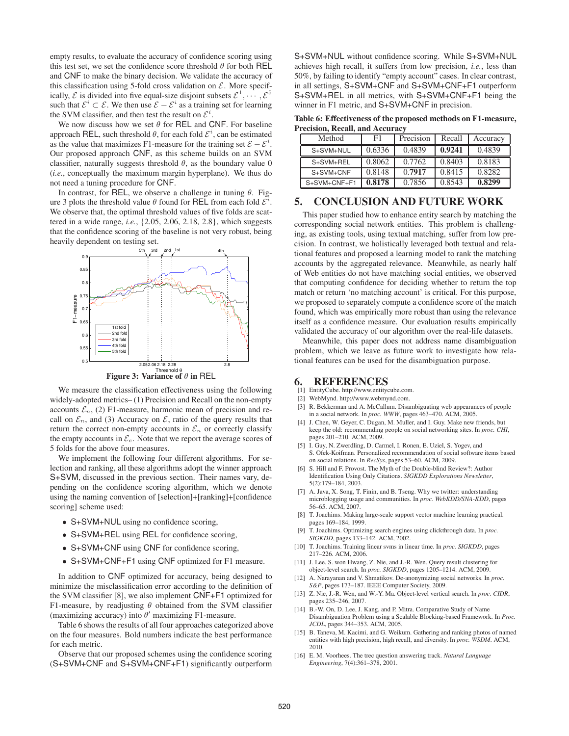empty results, to evaluate the accuracy of confidence scoring using this test set, we set the confidence score threshold $\theta$ for both REL and CNF to make the binary decision. We validate the accuracy of this classification using 5-fold cross validation on $\mathcal{E}$. More specifically, $\mathcal{E}$ is divided into five equal-size disjoint subsets $\mathcal{E}^1, \cdots, \mathcal{E}^5$ such that $\mathcal{E}^i \subset \mathcal{E}$. We then use $\mathcal{E} - \mathcal{E}^i$ as a training set for learning the SVM classifier, and then test the result on $\mathcal{E}^i$.

We now discuss how we set $\theta$ for REL and CNF. For baseline approach REL, such threshold $\theta$, for each fold $\mathcal{E}^i$, can be estimated as the value that maximizes F1-measure for the training set $\mathcal{E} - \mathcal{E}^i$. Our proposed approach CNF, as this scheme builds on an SVM classifier, naturally suggests threshold $\theta$, as the boundary value 0 (*i.e.*, conceptually the maximum margin hyperplane). We thus do not need a tuning procedure for CNF.

In contrast, for REL, we observe a challenge in tuning $\theta$. Figure 3 plots the threshold value $\theta$ found for REL from each fold $\mathcal{E}^i$. We observe that, the optimal threshold values of five folds are scattered in a wide range, *i.e.*, {2.05, 2.06, 2.18, 2.8}, which suggests that the confidence scoring of the baseline is not very robust, being heavily dependent on testing set.

5th 3rd 2nd 1st 4th
F1–measure
0.9
0.85
0.8
0.75
0.7
0.65
0.6
0.55
0.5
1st fold
2nd fold
3rd fold
4th fold
5th fold
2.05 2.06 2.18 2.28 2.8
Threshold θ

**Figure 3: Variance of $\theta$ in REL**

We measure the classification effectiveness using the following widely-adopted metrics– (1) Precision and Recall on the non-empty accounts $\mathcal{E}_n$, (2) F1-measure, harmonic mean of precision and recall on $\mathcal{E}_n$, and (3) Accuracy on $\mathcal{E}$, ratio of the query results that return the correct non-empty accounts in $\mathcal{E}_n$ or correctly classify the empty accounts in $\mathcal{E}_e$. Note that we report the average scores of 5 folds for the above four measures.

We implement the following four different algorithms. For selection and ranking, all these algorithms adopt the winner approach S+SVM, discussed in the previous section. Their names vary, depending on the confidence scoring algorithm, which we denote using the naming convention of [selection]+[ranking]+[confidence scoring] scheme used:

- S+SVM+NUL using no confidence scoring,
- S+SVM+REL using REL for confidence scoring,
- S+SVM+CNF using CNF for confidence scoring,
- S+SVM+CNF+F1 using CNF optimized for F1 measure.

In addition to CNF optimized for accuracy, being designed to minimize the misclassification error according to the definition of the SVM classifier [8], we also implement CNF+F1 optimized for F1-measure, by readjusting $\theta$ obtained from the SVM classifier (maximizing accuracy) into $\theta'$ maximizing F1-measure.

Table 6 shows the results of all four approaches categorized above on the four measures. Bold numbers indicate the best performance for each metric.

Observe that our proposed schemes using the confidence scoring (S+SVM+CNF and S+SVM+CNF+F1) significantly outperform S+SVM+NUL without confidence scoring. While S+SVM+NUL achieves high recall, it suffers from low precision, *i.e.*, less than 50%, by failing to identify "empty account" cases. In clear contrast, in all settings, S+SVM+CNF and S+SVM+CNF+F1 outperform S+SVM+REL in all metrics, with S+SVM+CNF+F1 being the winner in F1 metric, and S+SVM+CNF in precision.

**Table 6: Effectiveness of the proposed methods on F1-measure, Precision, Recall, and Accuracy**

| Method | F1 | Precision | Recall | Accuracy |
|---|---|---|---|---|
| S+SVM+NUL | 0.6336 | 0.4839 | **0.9241** | 0.4839 |
| S+SVM+REL | 0.8062 | 0.7762 | 0.8403 | 0.8183 |
| S+SVM+CNF | 0.8148 | **0.7917** | 0.8415 | 0.8282 |
| S+SVM+CNF+F1 | **0.8178** | 0.7856 | 0.8543 | **0.8299** |

# 5. CONCLUSION AND FUTURE WORK

This paper studied how to enhance entity search by matching the corresponding social network entities. This problem is challenging, as existing tools, using textual matching, suffer from low precision. In contrast, we holistically leveraged both textual and relational features and proposed a learning model to rank the matching accounts by the aggregated relevance. Meanwhile, as nearly half of Web entities do not have matching social entities, we observed that computing confidence for deciding whether to return the top match or return 'no matching account' is critical. For this purpose, we proposed to separately compute a confidence score of the match found, which was empirically more robust than using the relevance itself as a confidence measure. Our evaluation results empirically validated the accuracy of our algorithm over the real-life datasets.

Meanwhile, this paper does not address name disambiguation problem, which we leave as future work to investigate how relational features can be used for the disambiguation purpose.

# 6. REFERENCES

[1] EntityCube. http://www.entitycube.com.

[2] WebMynd. http://www.webmynd.com.

[3] R. Bekkerman and A. McCallum. Disambiguating web appearances of people in a social network. In *proc. WWW*, pages 463–470. ACM, 2005.

[4] J. Chen, W. Geyer, C. Dugan, M. Muller, and I. Guy. Make new friends, but keep the old: recommending people on social networking sites. In *proc. CHI*, pages 201–210. ACM, 2009.

[5] I. Guy, N. Zwerdling, D. Carmel, I. Ronen, E. Uziel, S. Yogev, and S. Ofek-Koifman. Personalized recommendation of social software items based on social relations. In *RecSys*, pages 53–60. ACM, 2009.

[6] S. Hill and F. Provost. The Myth of the Double-blind Review?: Author Identification Using Only Citations. *SIGKDD Explorations Newsletter*, 5(2):179–184, 2003.

[7] A. Java, X. Song, T. Finin, and B. Tseng. Why we twitter: understanding microblogging usage and communities. In *proc. WebKDD/SNA-KDD*, pages 56–65. ACM, 2007.

[8] T. Joachims. Making large-scale support vector machine learning practical. pages 169–184, 1999.

[9] T. Joachims. Optimizing search engines using clickthrough data. In *proc. SIGKDD*, pages 133–142. ACM, 2002.

[10] T. Joachims. Training linear svms in linear time. In *proc. SIGKDD*, pages 217–226. ACM, 2006.

[11] J. Lee, S. won Hwang, Z. Nie, and J.-R. Wen. Query result clustering for object-level search. In *proc. SIGKDD*, pages 1205–1214. ACM, 2009.

[12] A. Narayanan and V. Shmatikov. De-anonymizing social networks. In *proc. S&P*, pages 173–187. IEEE Computer Society, 2009.

[13] Z. Nie, J.-R. Wen, and W.-Y. Ma. Object-level vertical search. In *proc. CIDR*, pages 235–246, 2007.

[14] B.-W. On, D. Lee, J. Kang, and P. Mitra. Comparative Study of Name Disambiguation Problem using a Scalable Blocking-based Framework. In *Proc. JCDL*, pages 344–353. ACM, 2005.

[15] B. Taneva, M. Kacimi, and G. Weikum. Gathering and ranking photos of named entities with high precision, high recall, and diversity. In *proc. WSDM*. ACM, 2010.

[16] E. M. Voorhees. The trec question answering track. *Natural Language Engineering*, 7(4):361–378, 2001.